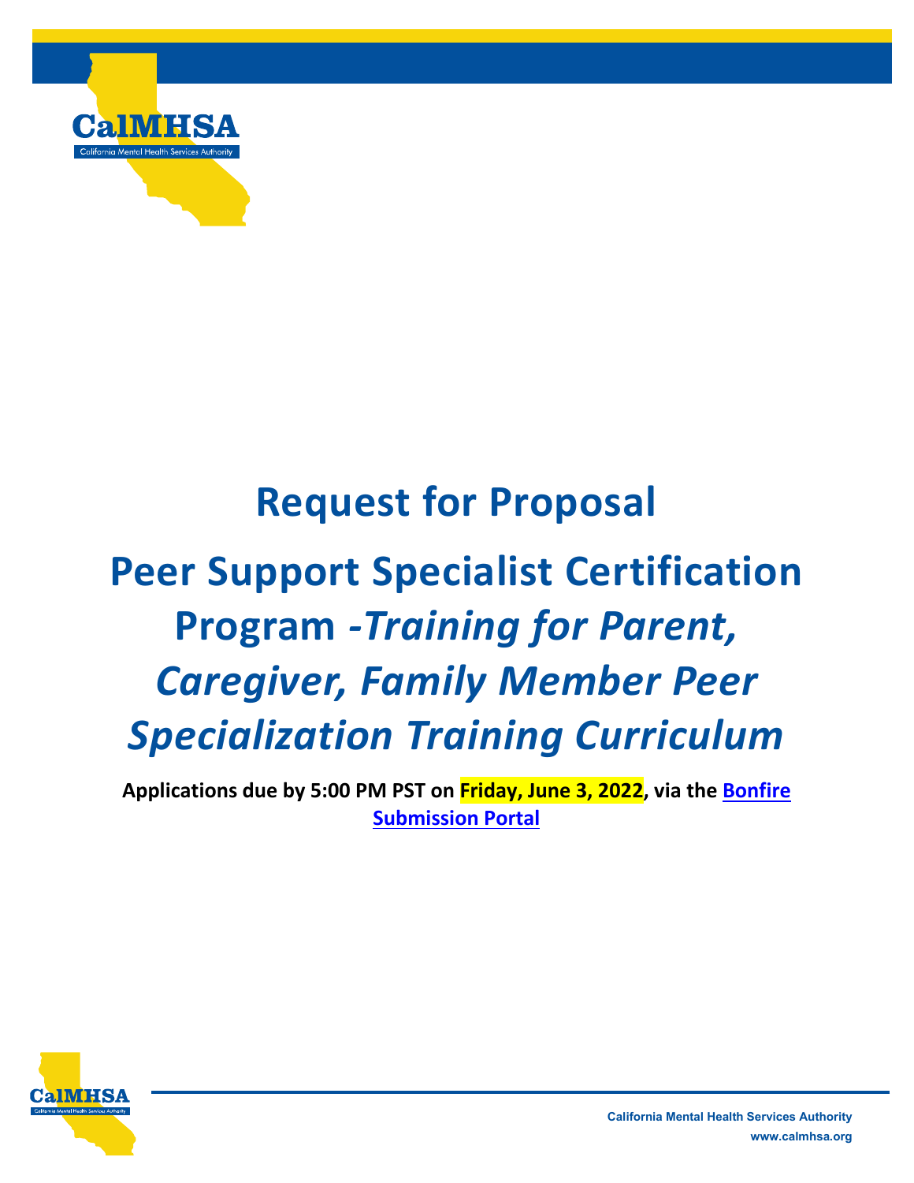CalMHSA

California Mental Health Services Authority

# Request for Proposal

# Peer Support Specialist Certification Program -*Training for Parent, Caregiver, Family Member Peer Specialization Training Curriculum*

**Applications due by 5:00 PM PST on Friday, June 3, 2022, via the [Bonfire Submission Portal]**

California Mental Health Services Authority

www.calmhsa.org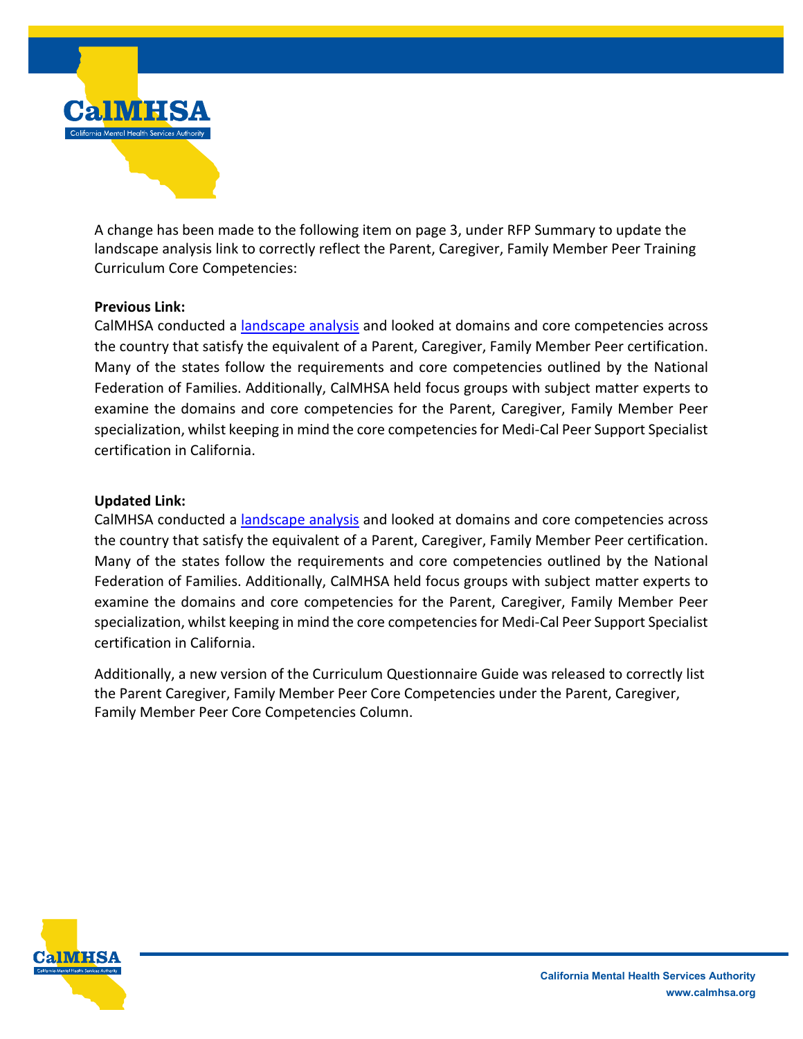A change has been made to the following item on page 3, under RFP Summary to update the landscape analysis link to correctly reflect the Parent, Caregiver, Family Member Peer Training Curriculum Core Competencies:

**Previous Link:**
CalMHSA conducted a landscape analysis and looked at domains and core competencies across the country that satisfy the equivalent of a Parent, Caregiver, Family Member Peer certification. Many of the states follow the requirements and core competencies outlined by the National Federation of Families. Additionally, CalMHSA held focus groups with subject matter experts to examine the domains and core competencies for the Parent, Caregiver, Family Member Peer specialization, whilst keeping in mind the core competencies for Medi-Cal Peer Support Specialist certification in California.

**Updated Link:**
CalMHSA conducted a landscape analysis and looked at domains and core competencies across the country that satisfy the equivalent of a Parent, Caregiver, Family Member Peer certification. Many of the states follow the requirements and core competencies outlined by the National Federation of Families. Additionally, CalMHSA held focus groups with subject matter experts to examine the domains and core competencies for the Parent, Caregiver, Family Member Peer specialization, whilst keeping in mind the core competencies for Medi-Cal Peer Support Specialist certification in California.

Additionally, a new version of the Curriculum Questionnaire Guide was released to correctly list the Parent Caregiver, Family Member Peer Core Competencies under the Parent, Caregiver, Family Member Peer Core Competencies Column.